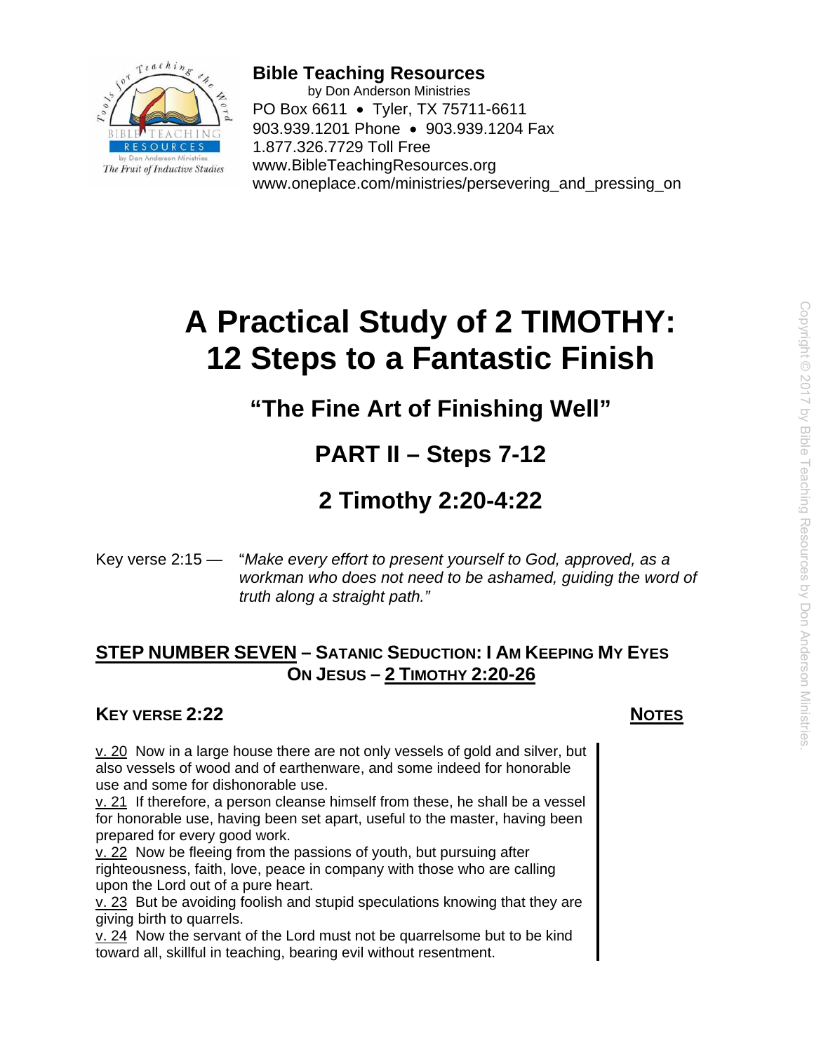**Bible Teaching Resources**
by Don Anderson Ministries
PO Box 6611 • Tyler, TX 75711-6611
903.939.1201 Phone • 903.939.1204 Fax
1.877.326.7729 Toll Free
www.BibleTeachingResources.org
www.oneplace.com/ministries/persevering_and_pressing_on

# A Practical Study of 2 TIMOTHY: 12 Steps to a Fantastic Finish

## "The Fine Art of Finishing Well"

## PART II – Steps 7-12

## 2 Timothy 2:20-4:22

Key verse 2:15 — "*Make every effort to present yourself to God, approved, as a workman who does not need to be ashamed, guiding the word of truth along a straight path.*"

### STEP NUMBER SEVEN – SATANIC SEDUCTION: I AM KEEPING MY EYES ON JESUS – 2 TIMOTHY 2:20-26

**KEY VERSE 2:22** **NOTES**

v. 20 Now in a large house there are not only vessels of gold and silver, but also vessels of wood and of earthenware, and some indeed for honorable use and some for dishonorable use.
v. 21 If therefore, a person cleanse himself from these, he shall be a vessel for honorable use, having been set apart, useful to the master, having been prepared for every good work.
v. 22 Now be fleeing from the passions of youth, but pursuing after righteousness, faith, love, peace in company with those who are calling upon the Lord out of a pure heart.
v. 23 But be avoiding foolish and stupid speculations knowing that they are giving birth to quarrels.
v. 24 Now the servant of the Lord must not be quarrelsome but to be kind toward all, skillful in teaching, bearing evil without resentment.

Copyright © 2017 by Bible Teaching Resources by Don Anderson Ministries.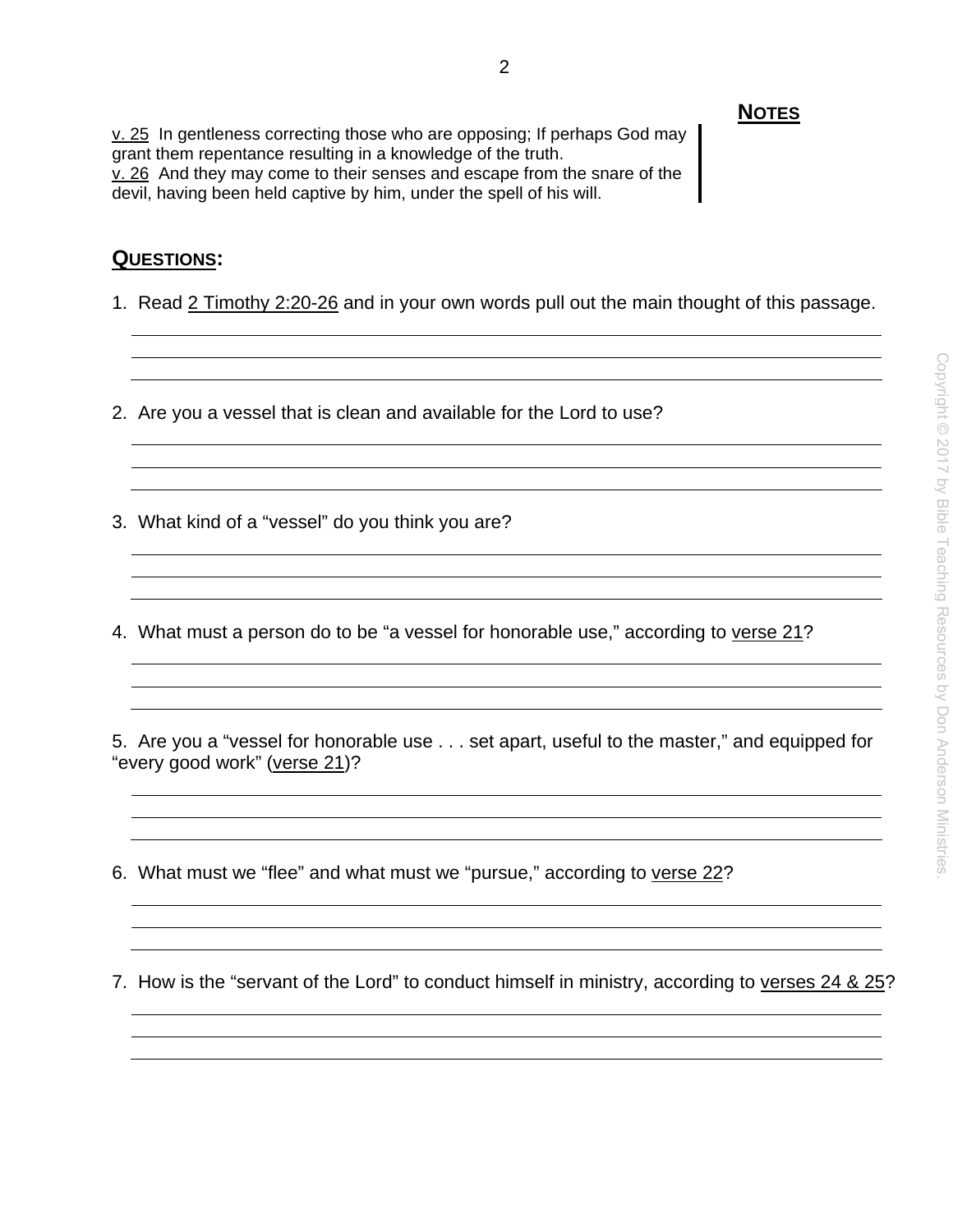**NOTES**

<u>v. 25</u> In gentleness correcting those who are opposing; If perhaps God may grant them repentance resulting in a knowledge of the truth.
<u>v. 26</u> And they may come to their senses and escape from the snare of the devil, having been held captive by him, under the spell of his will.

## QUESTIONS:

1. Read <u>2 Timothy 2:20-26</u> and in your own words pull out the main thought of this passage.

2. Are you a vessel that is clean and available for the Lord to use?

3. What kind of a "vessel" do you think you are?

4. What must a person do to be "a vessel for honorable use," according to <u>verse 21</u>?

5. Are you a "vessel for honorable use . . . set apart, useful to the master," and equipped for "every good work" (<u>verse 21</u>)?

6. What must we "flee" and what must we "pursue," according to <u>verse 22</u>?

7. How is the "servant of the Lord" to conduct himself in ministry, according to <u>verses 24 & 25</u>?

Copyright © 2017 by Bible Teaching Resources by Don Anderson Ministries.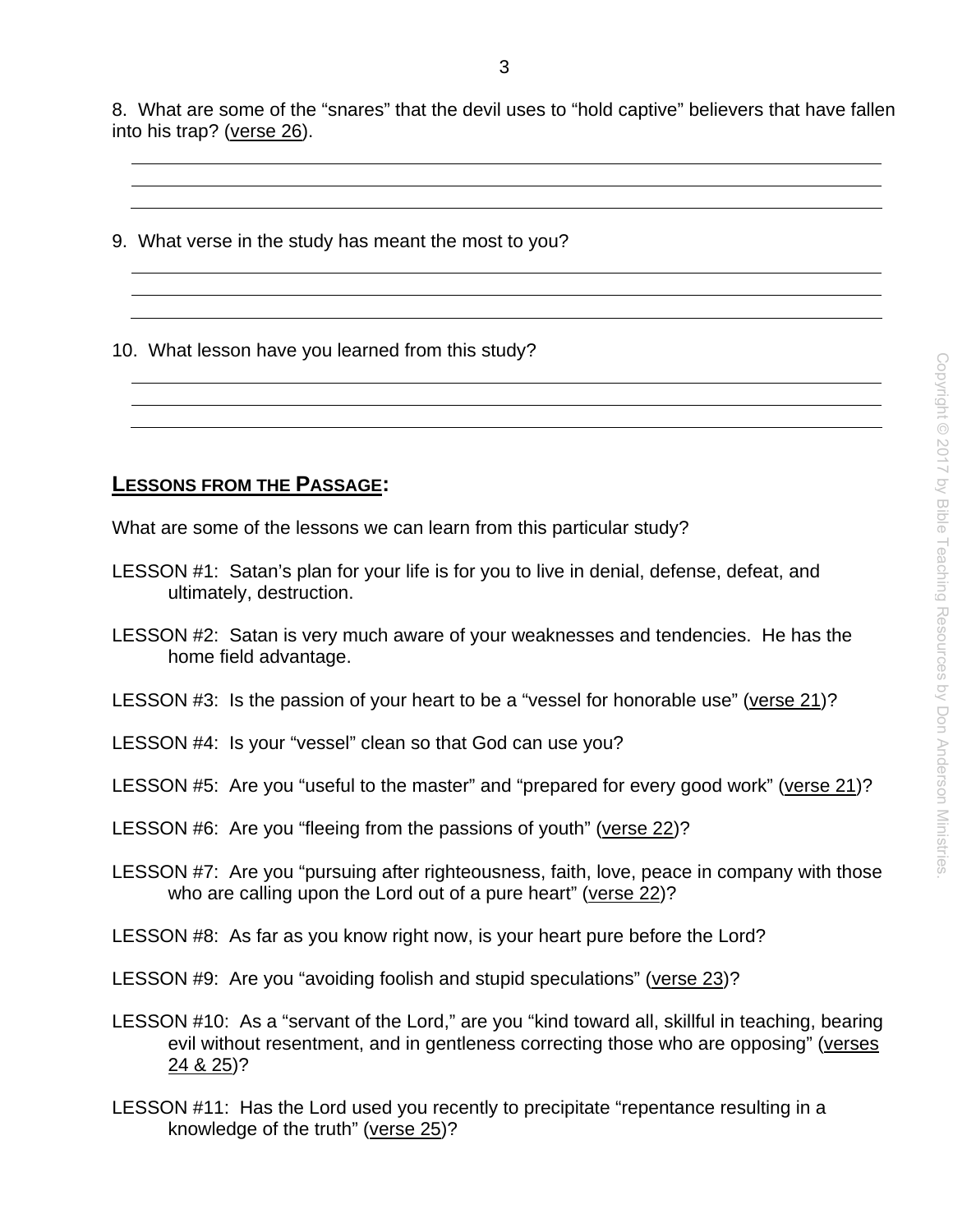8. What are some of the "snares" that the devil uses to "hold captive" believers that have fallen into his trap? (verse 26).

9. What verse in the study has meant the most to you?

10. What lesson have you learned from this study?

## LESSONS FROM THE PASSAGE:

What are some of the lessons we can learn from this particular study?

LESSON #1: Satan's plan for your life is for you to live in denial, defense, defeat, and ultimately, destruction.

LESSON #2: Satan is very much aware of your weaknesses and tendencies. He has the home field advantage.

LESSON #3: Is the passion of your heart to be a "vessel for honorable use" (verse 21)?

LESSON #4: Is your "vessel" clean so that God can use you?

LESSON #5: Are you "useful to the master" and "prepared for every good work" (verse 21)?

LESSON #6: Are you "fleeing from the passions of youth" (verse 22)?

LESSON #7: Are you "pursuing after righteousness, faith, love, peace in company with those who are calling upon the Lord out of a pure heart" (verse 22)?

LESSON #8: As far as you know right now, is your heart pure before the Lord?

LESSON #9: Are you "avoiding foolish and stupid speculations" (verse 23)?

LESSON #10: As a "servant of the Lord," are you "kind toward all, skillful in teaching, bearing evil without resentment, and in gentleness correcting those who are opposing" (verses 24 & 25)?

LESSON #11: Has the Lord used you recently to precipitate "repentance resulting in a knowledge of the truth" (verse 25)?

Copyright © 2017 by Bible Teaching Resources by Don Anderson Ministries.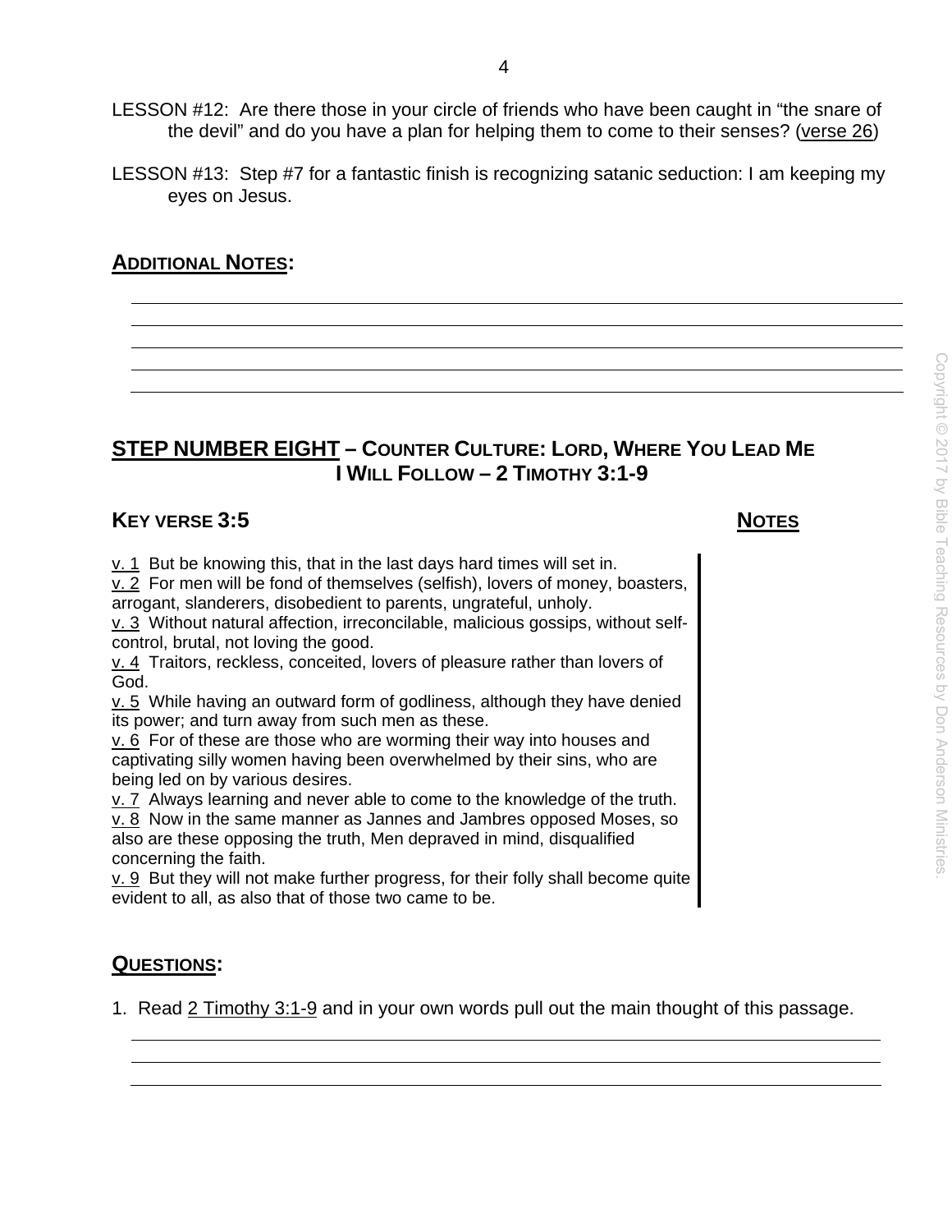LESSON #12: Are there those in your circle of friends who have been caught in "the snare of the devil" and do you have a plan for helping them to come to their senses? (verse 26)

LESSON #13: Step #7 for a fantastic finish is recognizing satanic seduction: I am keeping my eyes on Jesus.

## ADDITIONAL NOTES:

## STEP NUMBER EIGHT – COUNTER CULTURE: LORD, WHERE YOU LEAD ME I WILL FOLLOW – 2 TIMOTHY 3:1-9

### KEY VERSE 3:5

**NOTES**

v. 1 But be knowing this, that in the last days hard times will set in.
v. 2 For men will be fond of themselves (selfish), lovers of money, boasters, arrogant, slanderers, disobedient to parents, ungrateful, unholy.
v. 3 Without natural affection, irreconcilable, malicious gossips, without self-control, brutal, not loving the good.
v. 4 Traitors, reckless, conceited, lovers of pleasure rather than lovers of God.
v. 5 While having an outward form of godliness, although they have denied its power; and turn away from such men as these.
v. 6 For of these are those who are worming their way into houses and captivating silly women having been overwhelmed by their sins, who are being led on by various desires.
v. 7 Always learning and never able to come to the knowledge of the truth.
v. 8 Now in the same manner as Jannes and Jambres opposed Moses, so also are these opposing the truth, Men depraved in mind, disqualified concerning the faith.
v. 9 But they will not make further progress, for their folly shall become quite evident to all, as also that of those two came to be.

## QUESTIONS:

1. Read 2 Timothy 3:1-9 and in your own words pull out the main thought of this passage.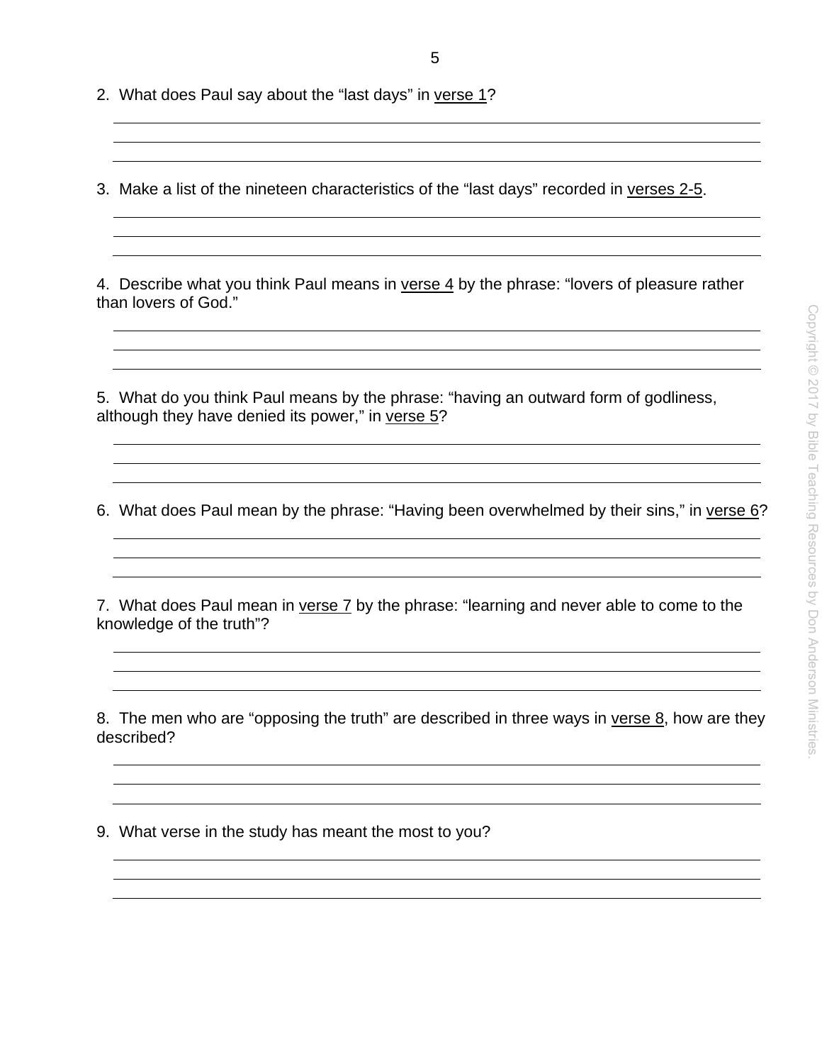2. What does Paul say about the "last days" in <u>verse 1</u>?

3. Make a list of the nineteen characteristics of the "last days" recorded in <u>verses 2-5</u>.

4. Describe what you think Paul means in <u>verse 4</u> by the phrase: "lovers of pleasure rather than lovers of God."

5. What do you think Paul means by the phrase: "having an outward form of godliness, although they have denied its power," in <u>verse 5</u>?

6. What does Paul mean by the phrase: "Having been overwhelmed by their sins," in <u>verse 6</u>?

7. What does Paul mean in <u>verse 7</u> by the phrase: "learning and never able to come to the knowledge of the truth"?

8. The men who are "opposing the truth" are described in three ways in <u>verse 8</u>, how are they described?

9. What verse in the study has meant the most to you?

Copyright © 2017 by Bible Teaching Resources by Don Anderson Ministries.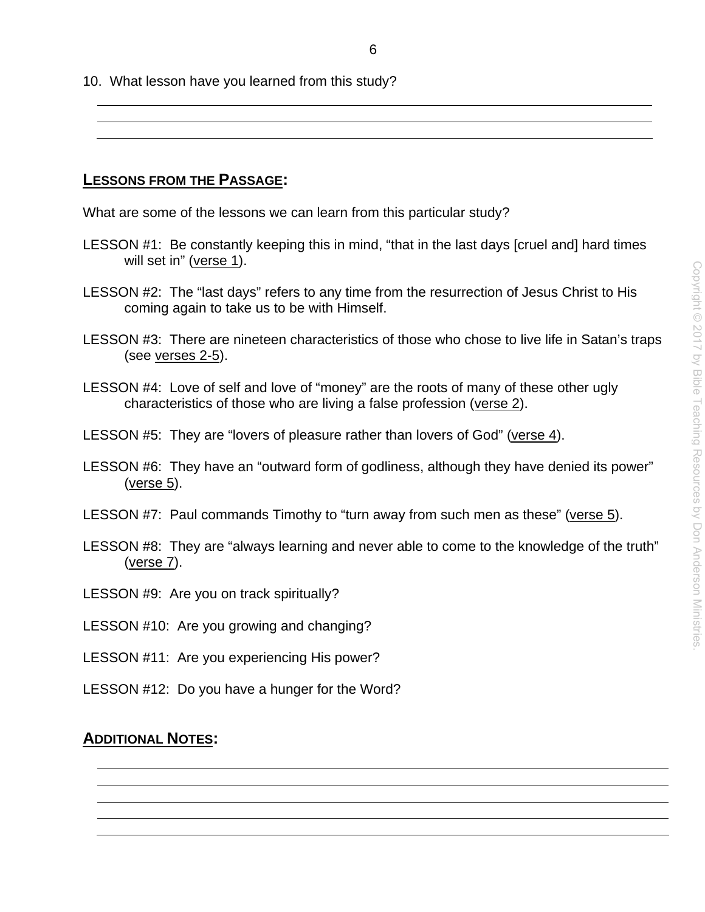10. What lesson have you learned from this study?

______________________________________________________________________________

______________________________________________________________________________

______________________________________________________________________________

## LESSONS FROM THE PASSAGE:

What are some of the lessons we can learn from this particular study?

LESSON #1: Be constantly keeping this in mind, "that in the last days [cruel and] hard times will set in" (verse 1).

LESSON #2: The "last days" refers to any time from the resurrection of Jesus Christ to His coming again to take us to be with Himself.

LESSON #3: There are nineteen characteristics of those who chose to live life in Satan's traps (see verses 2-5).

LESSON #4: Love of self and love of "money" are the roots of many of these other ugly characteristics of those who are living a false profession (verse 2).

LESSON #5: They are "lovers of pleasure rather than lovers of God" (verse 4).

LESSON #6: They have an "outward form of godliness, although they have denied its power" (verse 5).

LESSON #7: Paul commands Timothy to "turn away from such men as these" (verse 5).

LESSON #8: They are "always learning and never able to come to the knowledge of the truth" (verse 7).

LESSON #9: Are you on track spiritually?

LESSON #10: Are you growing and changing?

LESSON #11: Are you experiencing His power?

LESSON #12: Do you have a hunger for the Word?

## ADDITIONAL NOTES:

______________________________________________________________________________

______________________________________________________________________________

______________________________________________________________________________

______________________________________________________________________________

______________________________________________________________________________

Copyright © 2017 by Bible Teaching Resources by Don Anderson Ministries.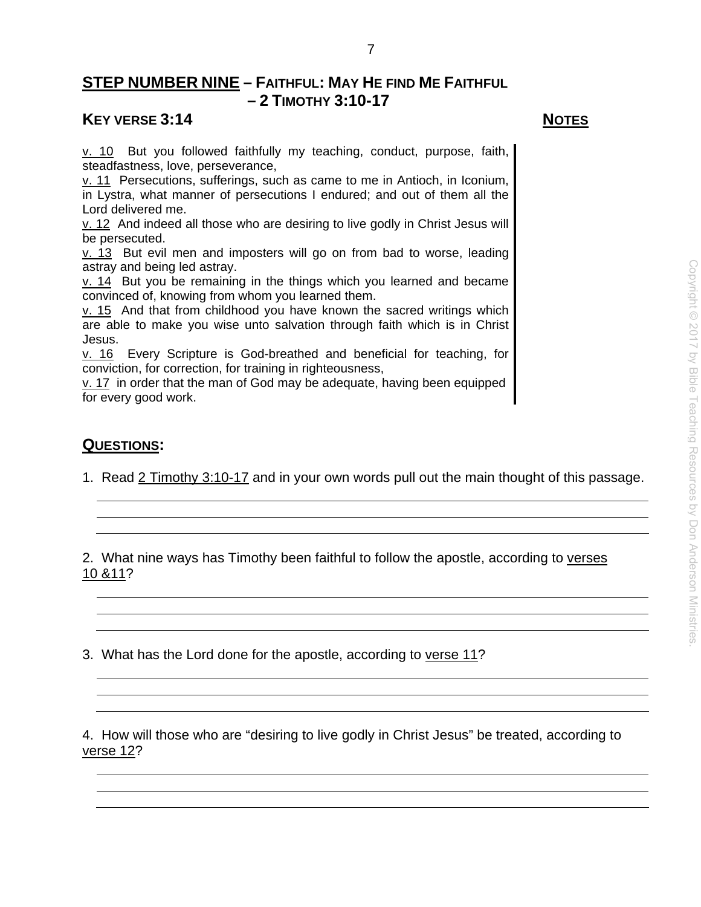## STEP NUMBER NINE – FAITHFUL: MAY HE FIND ME FAITHFUL – 2 TIMOTHY 3:10-17

### KEY VERSE 3:14

**NOTES**

v. 10 But you followed faithfully my teaching, conduct, purpose, faith, steadfastness, love, perseverance,
v. 11 Persecutions, sufferings, such as came to me in Antioch, in Iconium, in Lystra, what manner of persecutions I endured; and out of them all the Lord delivered me.
v. 12 And indeed all those who are desiring to live godly in Christ Jesus will be persecuted.
v. 13 But evil men and imposters will go on from bad to worse, leading astray and being led astray.
v. 14 But you be remaining in the things which you learned and became convinced of, knowing from whom you learned them.
v. 15 And that from childhood you have known the sacred writings which are able to make you wise unto salvation through faith which is in Christ Jesus.
v. 16 Every Scripture is God-breathed and beneficial for teaching, for conviction, for correction, for training in righteousness,
v. 17 in order that the man of God may be adequate, having been equipped for every good work.

Copyright © 2017 by Bible Teaching Resources by Don Anderson Ministries.

### QUESTIONS:

1. Read 2 Timothy 3:10-17 and in your own words pull out the main thought of this passage.

2. What nine ways has Timothy been faithful to follow the apostle, according to verses 10 &11?

3. What has the Lord done for the apostle, according to verse 11?

4. How will those who are "desiring to live godly in Christ Jesus" be treated, according to verse 12?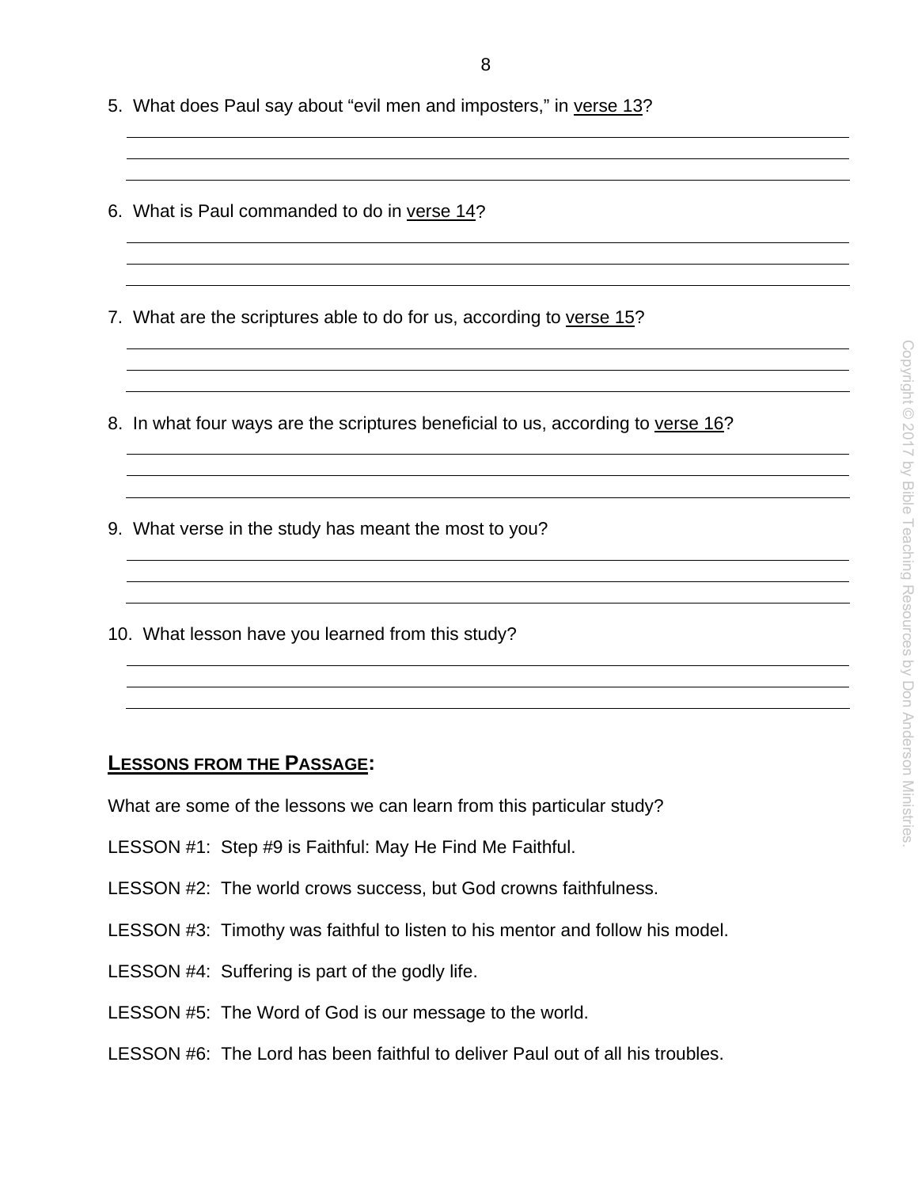5. What does Paul say about "evil men and imposters," in verse 13?

6. What is Paul commanded to do in verse 14?

7. What are the scriptures able to do for us, according to verse 15?

8. In what four ways are the scriptures beneficial to us, according to verse 16?

9. What verse in the study has meant the most to you?

10. What lesson have you learned from this study?

## LESSONS FROM THE PASSAGE:

What are some of the lessons we can learn from this particular study?

LESSON #1: Step #9 is Faithful: May He Find Me Faithful.

LESSON #2: The world crows success, but God crowns faithfulness.

LESSON #3: Timothy was faithful to listen to his mentor and follow his model.

LESSON #4: Suffering is part of the godly life.

LESSON #5: The Word of God is our message to the world.

LESSON #6: The Lord has been faithful to deliver Paul out of all his troubles.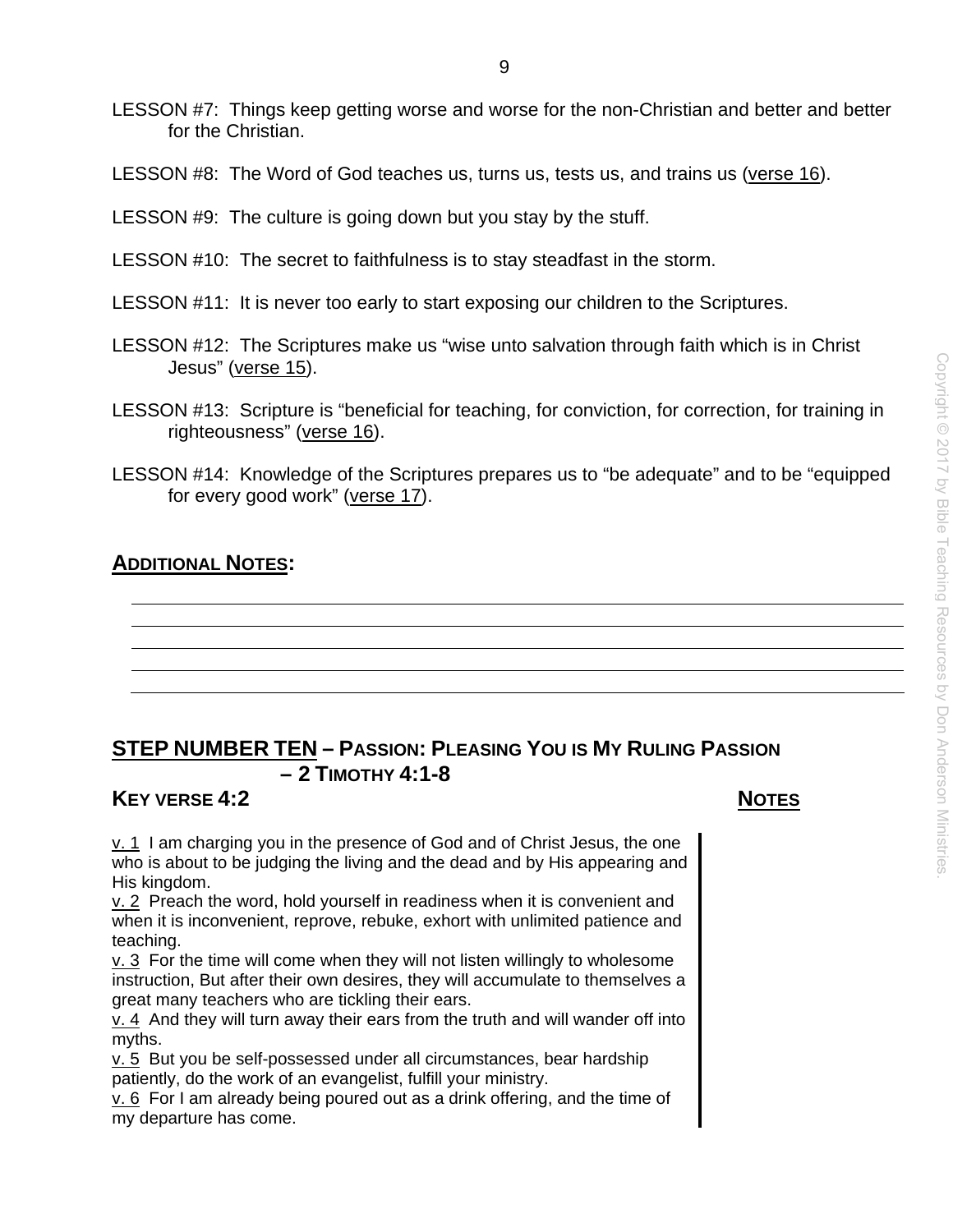LESSON #7: Things keep getting worse and worse for the non-Christian and better and better for the Christian.

LESSON #8: The Word of God teaches us, turns us, tests us, and trains us (verse 16).

LESSON #9: The culture is going down but you stay by the stuff.

LESSON #10: The secret to faithfulness is to stay steadfast in the storm.

LESSON #11: It is never too early to start exposing our children to the Scriptures.

LESSON #12: The Scriptures make us "wise unto salvation through faith which is in Christ Jesus" (verse 15).

LESSON #13: Scripture is "beneficial for teaching, for conviction, for correction, for training in righteousness" (verse 16).

LESSON #14: Knowledge of the Scriptures prepares us to "be adequate" and to be "equipped for every good work" (verse 17).

**ADDITIONAL NOTES:**

## STEP NUMBER TEN – PASSION: PLEASING YOU IS MY RULING PASSION – 2 TIMOTHY 4:1-8

### KEY VERSE 4:2

**NOTES**

v. 1 I am charging you in the presence of God and of Christ Jesus, the one who is about to be judging the living and the dead and by His appearing and His kingdom.
v. 2 Preach the word, hold yourself in readiness when it is convenient and when it is inconvenient, reprove, rebuke, exhort with unlimited patience and teaching.
v. 3 For the time will come when they will not listen willingly to wholesome instruction, But after their own desires, they will accumulate to themselves a great many teachers who are tickling their ears.
v. 4 And they will turn away their ears from the truth and will wander off into myths.
v. 5 But you be self-possessed under all circumstances, bear hardship patiently, do the work of an evangelist, fulfill your ministry.
v. 6 For I am already being poured out as a drink offering, and the time of my departure has come.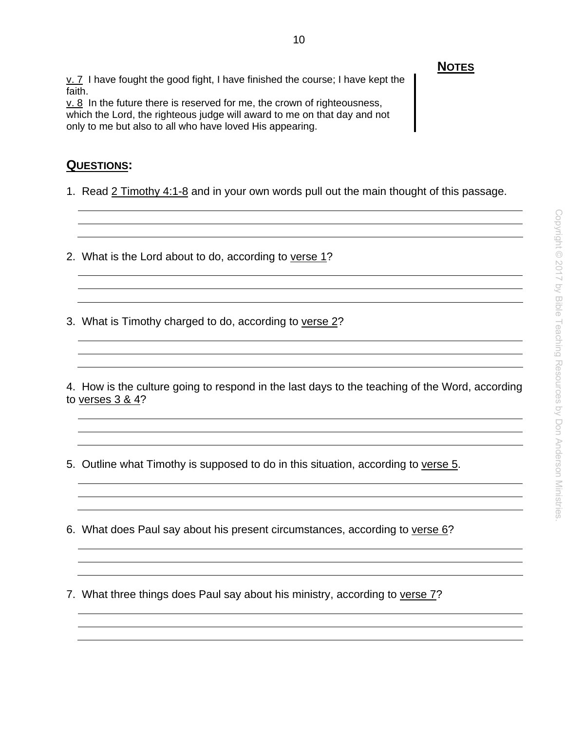**NOTES**

v. 7  I have fought the good fight, I have finished the course; I have kept the faith.
v. 8  In the future there is reserved for me, the crown of righteousness, which the Lord, the righteous judge will award to me on that day and not only to me but also to all who have loved His appearing.

## QUESTIONS:

1.  Read 2 Timothy 4:1-8 and in your own words pull out the main thought of this passage.

2.  What is the Lord about to do, according to verse 1?

3.  What is Timothy charged to do, according to verse 2?

4.  How is the culture going to respond in the last days to the teaching of the Word, according to verses 3 & 4?

5.  Outline what Timothy is supposed to do in this situation, according to verse 5.

6.  What does Paul say about his present circumstances, according to verse 6?

7.  What three things does Paul say about his ministry, according to verse 7?

Copyright © 2017 by Bible Teaching Resources by Don Anderson Ministries.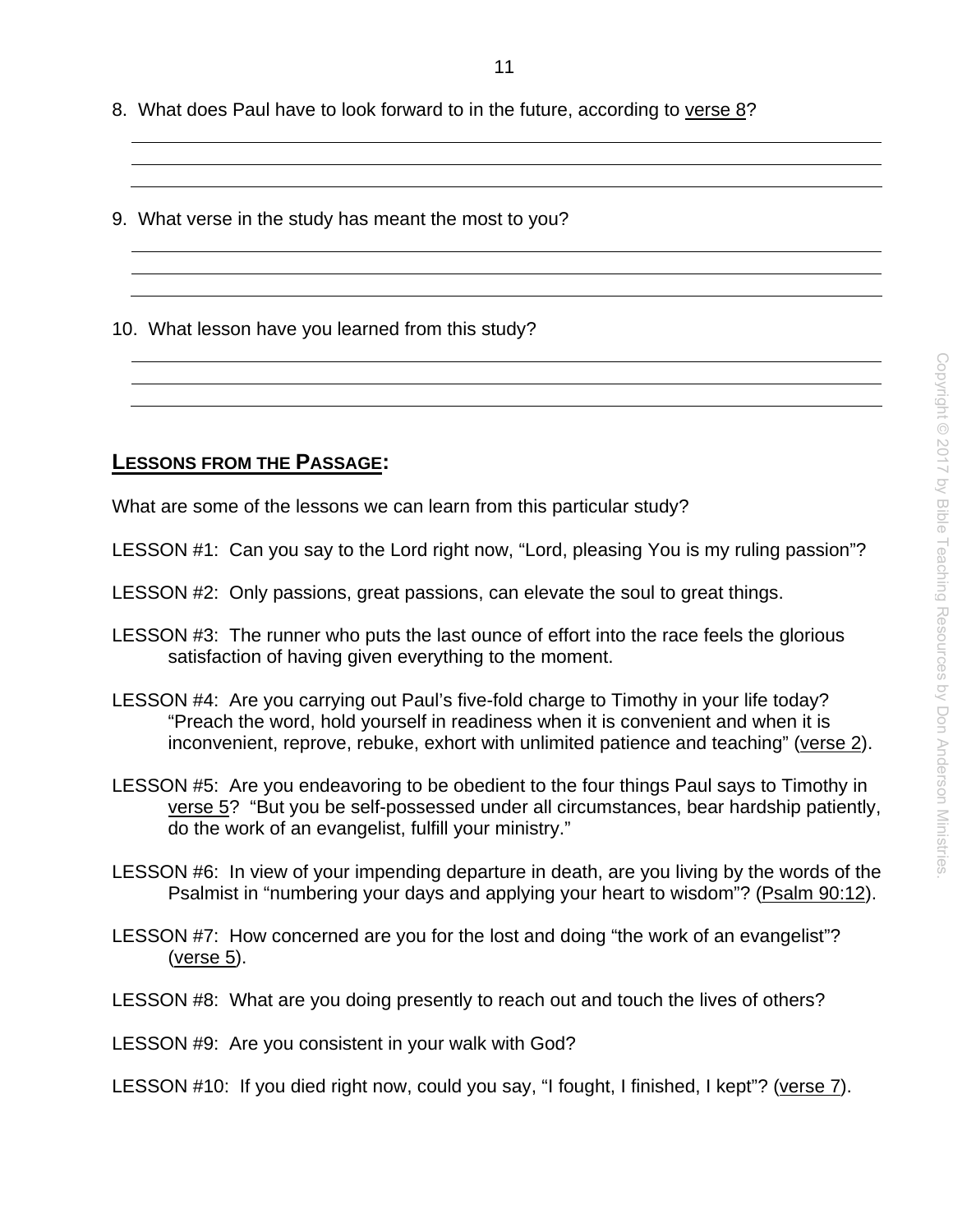8. What does Paul have to look forward to in the future, according to verse 8?

9. What verse in the study has meant the most to you?

10. What lesson have you learned from this study?

## LESSONS FROM THE PASSAGE:

What are some of the lessons we can learn from this particular study?

LESSON #1: Can you say to the Lord right now, "Lord, pleasing You is my ruling passion"?

LESSON #2: Only passions, great passions, can elevate the soul to great things.

LESSON #3: The runner who puts the last ounce of effort into the race feels the glorious satisfaction of having given everything to the moment.

LESSON #4: Are you carrying out Paul's five-fold charge to Timothy in your life today? "Preach the word, hold yourself in readiness when it is convenient and when it is inconvenient, reprove, rebuke, exhort with unlimited patience and teaching" (verse 2).

LESSON #5: Are you endeavoring to be obedient to the four things Paul says to Timothy in verse 5? "But you be self-possessed under all circumstances, bear hardship patiently, do the work of an evangelist, fulfill your ministry."

LESSON #6: In view of your impending departure in death, are you living by the words of the Psalmist in "numbering your days and applying your heart to wisdom"? (Psalm 90:12).

LESSON #7: How concerned are you for the lost and doing "the work of an evangelist"? (verse 5).

LESSON #8: What are you doing presently to reach out and touch the lives of others?

LESSON #9: Are you consistent in your walk with God?

LESSON #10: If you died right now, could you say, "I fought, I finished, I kept"? (verse 7).

Copyright © 2017 by Bible Teaching Resources by Don Anderson Ministries.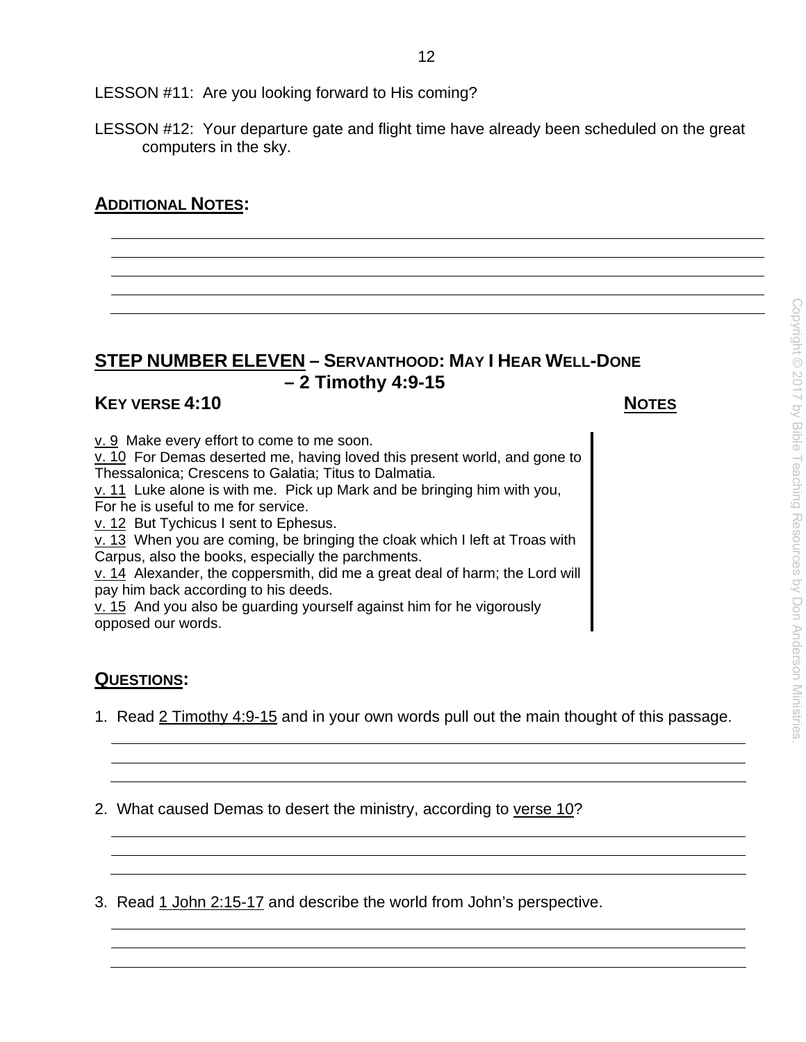LESSON #11: Are you looking forward to His coming?

LESSON #12: Your departure gate and flight time have already been scheduled on the great computers in the sky.

## ADDITIONAL NOTES:

## STEP NUMBER ELEVEN – SERVANTHOOD: MAY I HEAR WELL-DONE – 2 Timothy 4:9-15

**KEY VERSE 4:10** **NOTES**

v. 9 Make every effort to come to me soon.
v. 10 For Demas deserted me, having loved this present world, and gone to Thessalonica; Crescens to Galatia; Titus to Dalmatia.
v. 11 Luke alone is with me. Pick up Mark and be bringing him with you, For he is useful to me for service.
v. 12 But Tychicus I sent to Ephesus.
v. 13 When you are coming, be bringing the cloak which I left at Troas with Carpus, also the books, especially the parchments.
v. 14 Alexander, the coppersmith, did me a great deal of harm; the Lord will pay him back according to his deeds.
v. 15 And you also be guarding yourself against him for he vigorously opposed our words.

## QUESTIONS:

1. Read 2 Timothy 4:9-15 and in your own words pull out the main thought of this passage.

2. What caused Demas to desert the ministry, according to verse 10?

3. Read 1 John 2:15-17 and describe the world from John's perspective.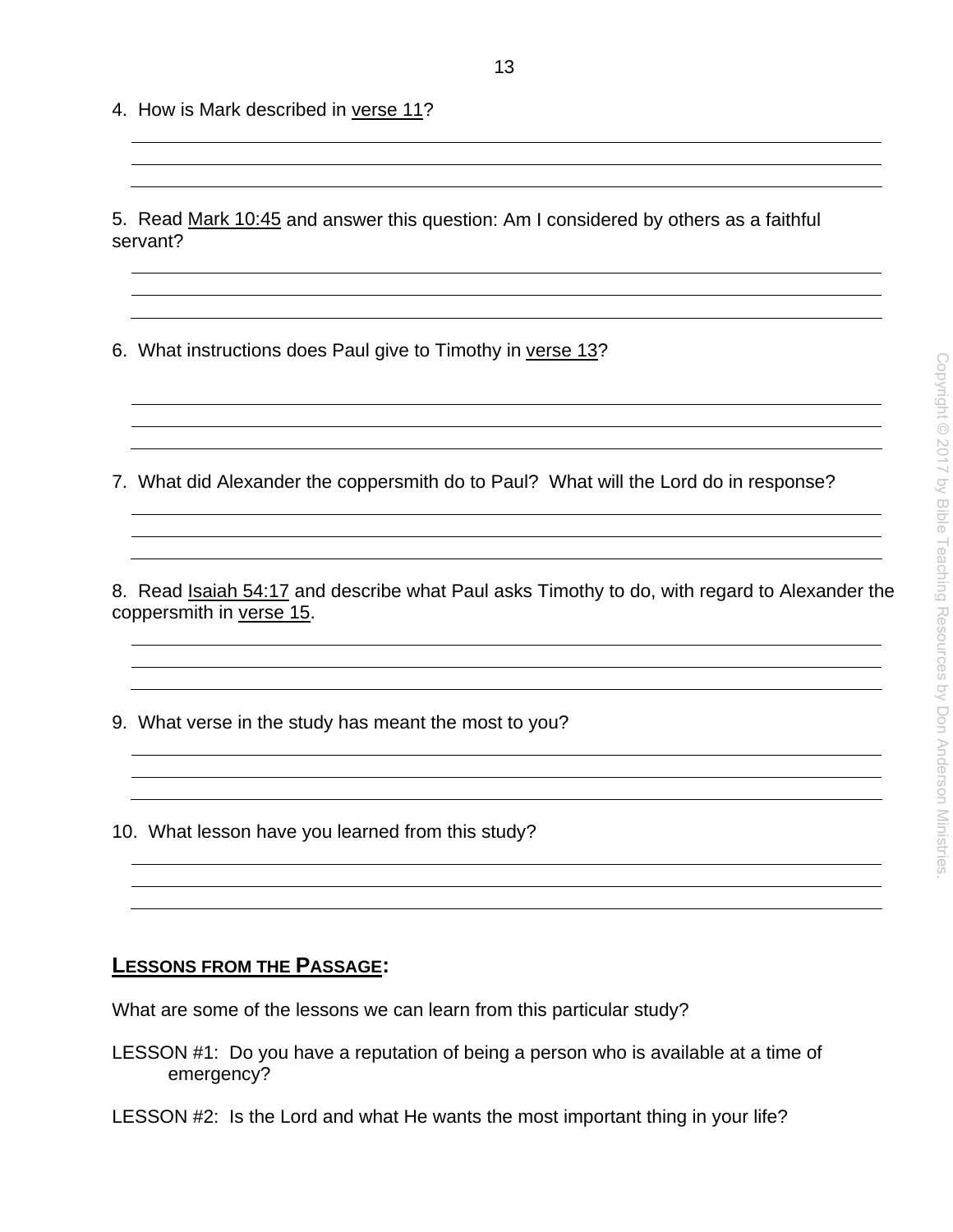4. How is Mark described in verse 11?

5. Read Mark 10:45 and answer this question: Am I considered by others as a faithful servant?

6. What instructions does Paul give to Timothy in verse 13?

7. What did Alexander the coppersmith do to Paul? What will the Lord do in response?

8. Read Isaiah 54:17 and describe what Paul asks Timothy to do, with regard to Alexander the coppersmith in verse 15.

9. What verse in the study has meant the most to you?

10. What lesson have you learned from this study?

## LESSONS FROM THE PASSAGE:

What are some of the lessons we can learn from this particular study?

LESSON #1: Do you have a reputation of being a person who is available at a time of emergency?

LESSON #2: Is the Lord and what He wants the most important thing in your life?

Copyright © 2017 by Bible Teaching Resources by Don Anderson Ministries.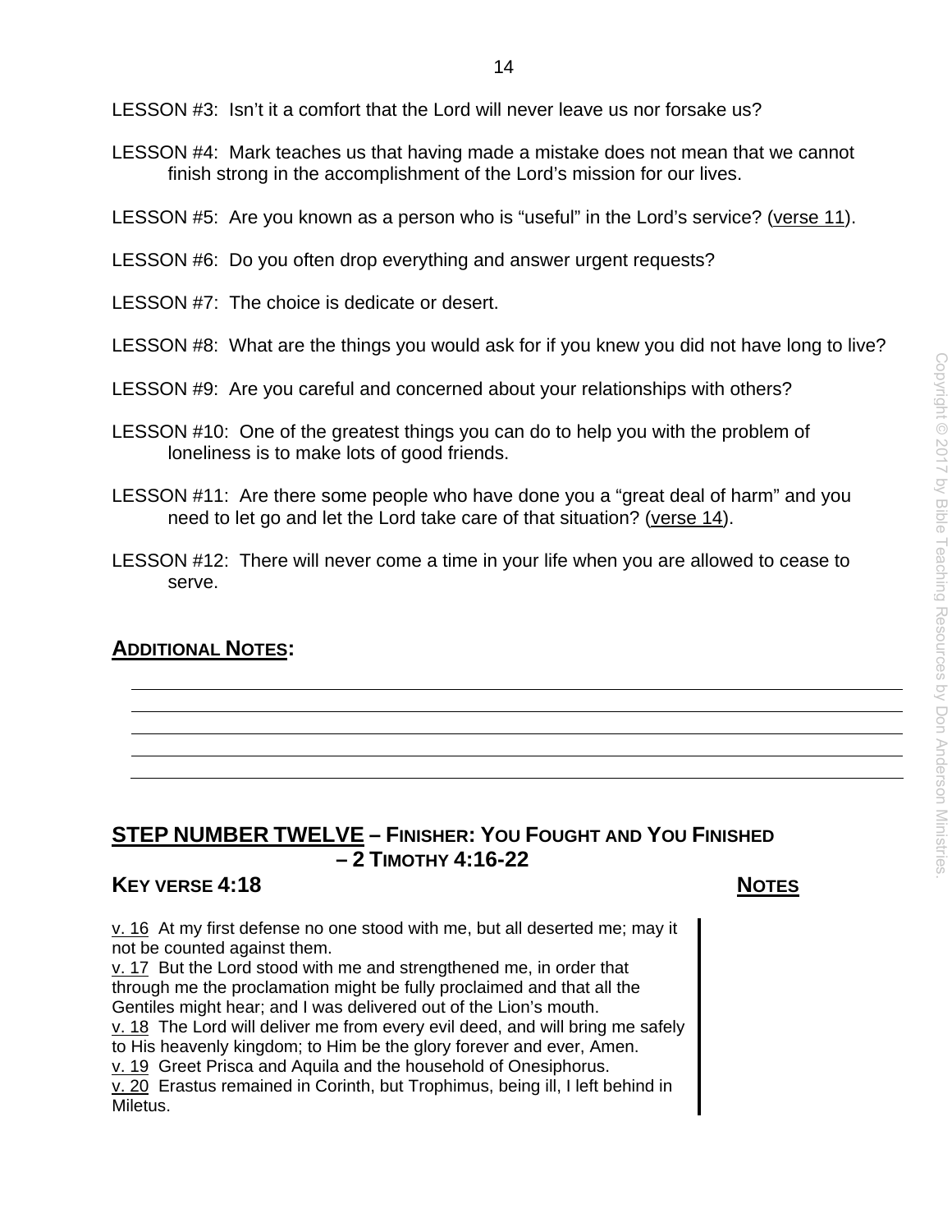LESSON #3: Isn't it a comfort that the Lord will never leave us nor forsake us?

LESSON #4: Mark teaches us that having made a mistake does not mean that we cannot finish strong in the accomplishment of the Lord's mission for our lives.

LESSON #5: Are you known as a person who is "useful" in the Lord's service? (verse 11).

LESSON #6: Do you often drop everything and answer urgent requests?

LESSON #7: The choice is dedicate or desert.

LESSON #8: What are the things you would ask for if you knew you did not have long to live?

LESSON #9: Are you careful and concerned about your relationships with others?

LESSON #10: One of the greatest things you can do to help you with the problem of loneliness is to make lots of good friends.

LESSON #11: Are there some people who have done you a "great deal of harm" and you need to let go and let the Lord take care of that situation? (verse 14).

LESSON #12: There will never come a time in your life when you are allowed to cease to serve.

## ADDITIONAL NOTES:

## STEP NUMBER TWELVE – FINISHER: YOU FOUGHT AND YOU FINISHED – 2 TIMOTHY 4:16-22

### KEY VERSE 4:18

**NOTES**

v. 16 At my first defense no one stood with me, but all deserted me; may it not be counted against them.
v. 17 But the Lord stood with me and strengthened me, in order that through me the proclamation might be fully proclaimed and that all the Gentiles might hear; and I was delivered out of the Lion's mouth.
v. 18 The Lord will deliver me from every evil deed, and will bring me safely to His heavenly kingdom; to Him be the glory forever and ever, Amen.
v. 19 Greet Prisca and Aquila and the household of Onesiphorus.
v. 20 Erastus remained in Corinth, but Trophimus, being ill, I left behind in Miletus.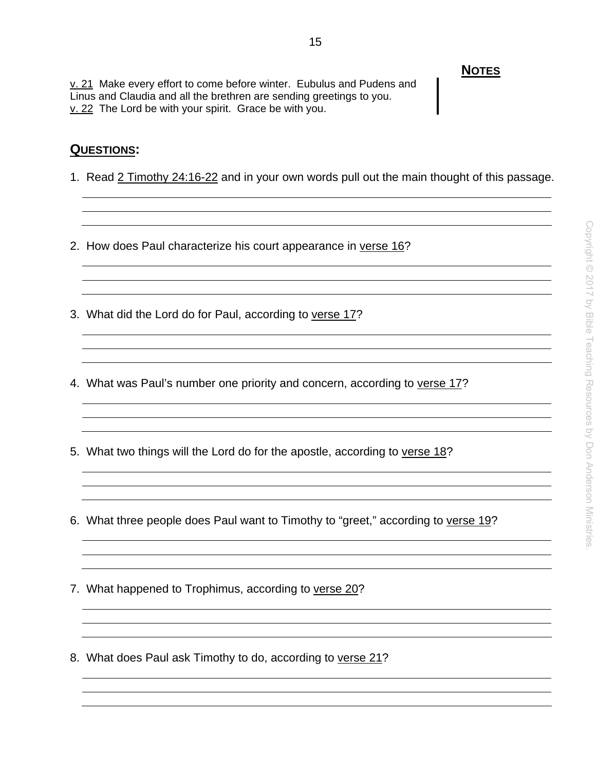**NOTES**

v. 21 Make every effort to come before winter. Eubulus and Pudens and Linus and Claudia and all the brethren are sending greetings to you.
v. 22 The Lord be with your spirit. Grace be with you.

## QUESTIONS:

1. Read 2 Timothy 24:16-22 and in your own words pull out the main thought of this passage.

2. How does Paul characterize his court appearance in verse 16?

3. What did the Lord do for Paul, according to verse 17?

4. What was Paul's number one priority and concern, according to verse 17?

5. What two things will the Lord do for the apostle, according to verse 18?

6. What three people does Paul want to Timothy to "greet," according to verse 19?

7. What happened to Trophimus, according to verse 20?

8. What does Paul ask Timothy to do, according to verse 21?

Copyright © 2017 by Bible Teaching Resources by Don Anderson Ministries.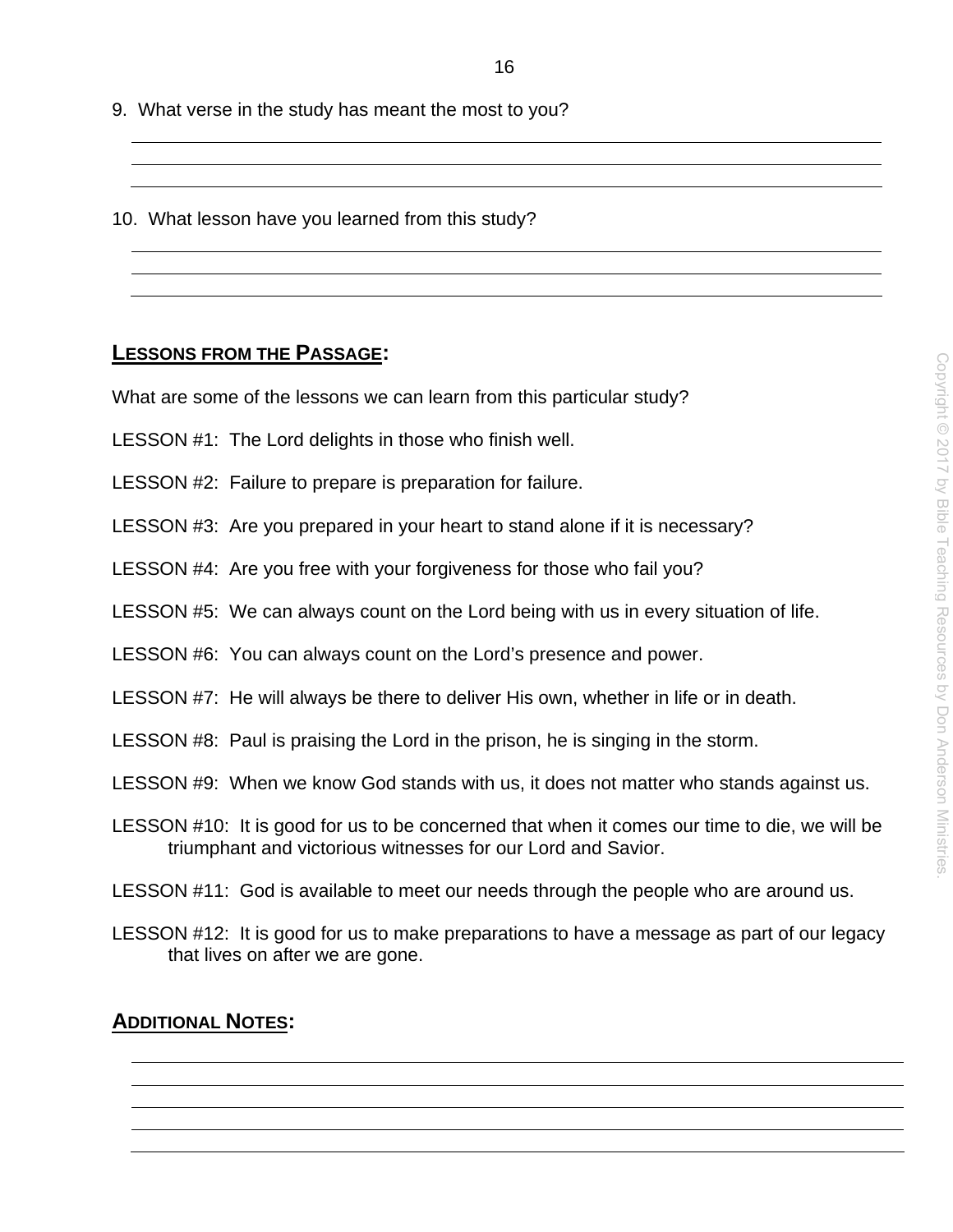9. What verse in the study has meant the most to you?

10. What lesson have you learned from this study?

## LESSONS FROM THE PASSAGE:

What are some of the lessons we can learn from this particular study?

LESSON #1: The Lord delights in those who finish well.

LESSON #2: Failure to prepare is preparation for failure.

LESSON #3: Are you prepared in your heart to stand alone if it is necessary?

LESSON #4: Are you free with your forgiveness for those who fail you?

LESSON #5: We can always count on the Lord being with us in every situation of life.

LESSON #6: You can always count on the Lord's presence and power.

LESSON #7: He will always be there to deliver His own, whether in life or in death.

LESSON #8: Paul is praising the Lord in the prison, he is singing in the storm.

LESSON #9: When we know God stands with us, it does not matter who stands against us.

LESSON #10: It is good for us to be concerned that when it comes our time to die, we will be triumphant and victorious witnesses for our Lord and Savior.

LESSON #11: God is available to meet our needs through the people who are around us.

LESSON #12: It is good for us to make preparations to have a message as part of our legacy that lives on after we are gone.

## ADDITIONAL NOTES:

Copyright © 2017 by Bible Teaching Resources by Don Anderson Ministries.